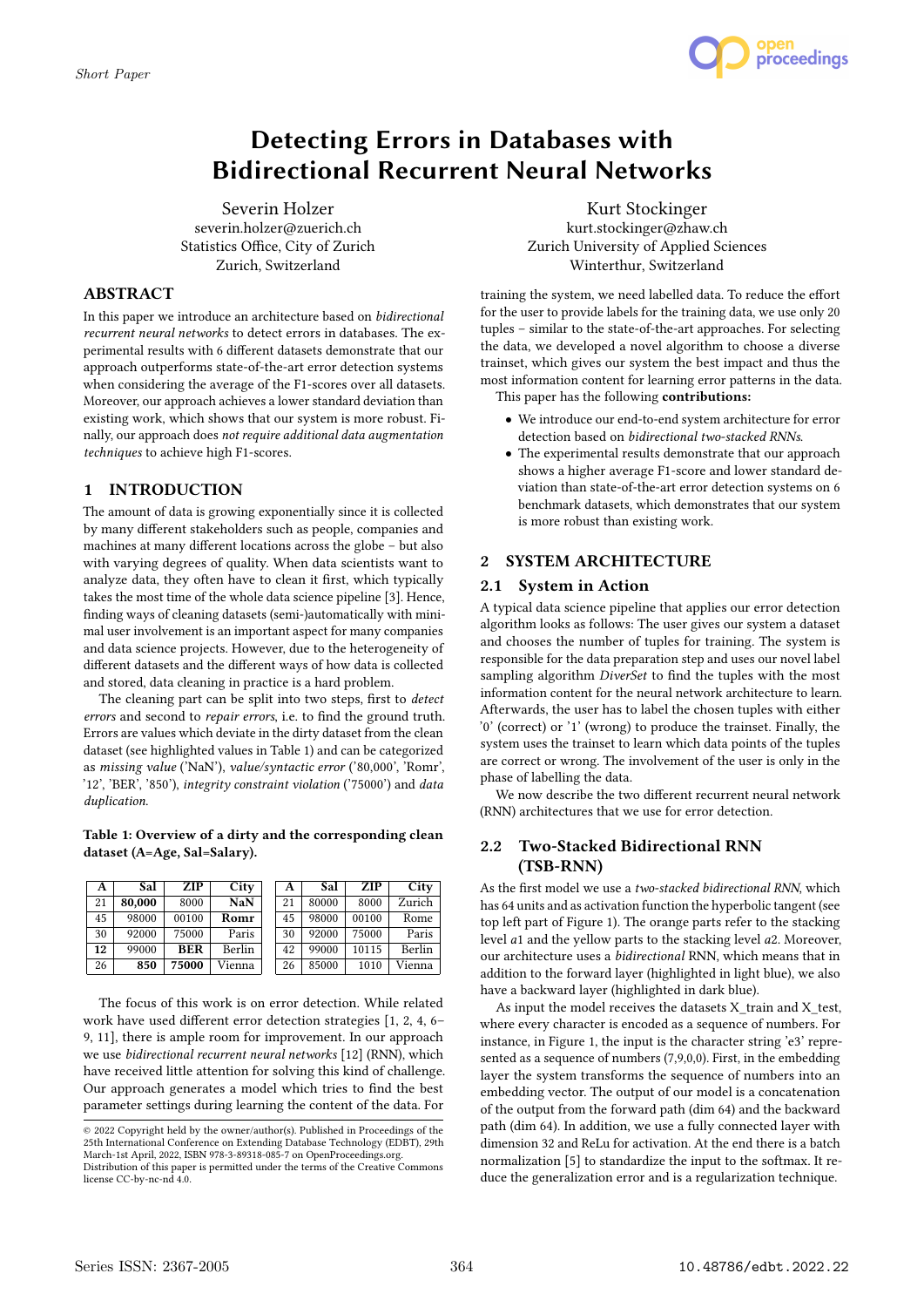# Detecting Errors in Databases with Bidirectional Recurrent Neural Networks

Severin Holzer
severin.holzer@zuerich.ch
Statistics Office, City of Zurich
Zurich, Switzerland

Kurt Stockinger
kurt.stockinger@zhaw.ch
Zurich University of Applied Sciences
Winterthur, Switzerland

## ABSTRACT

In this paper we introduce an architecture based on *bidirectional recurrent neural networks* to detect errors in databases. The experimental results with 6 different datasets demonstrate that our approach outperforms state-of-the-art error detection systems when considering the average of the F1-scores over all datasets. Moreover, our approach achieves a lower standard deviation than existing work, which shows that our system is more robust. Finally, our approach does *not require additional data augmentation techniques* to achieve high F1-scores.

## 1 INTRODUCTION

The amount of data is growing exponentially since it is collected by many different stakeholders such as people, companies and machines at many different locations across the globe – but also with varying degrees of quality. When data scientists want to analyze data, they often have to clean it first, which typically takes the most time of the whole data science pipeline [3]. Hence, finding ways of cleaning datasets (semi-)automatically with minimal user involvement is an important aspect for many companies and data science projects. However, due to the heterogeneity of different datasets and the different ways of how data is collected and stored, data cleaning in practice is a hard problem.

The cleaning part can be split into two steps, first to *detect errors* and second to *repair errors*, i.e. to find the ground truth. Errors are values which deviate in the dirty dataset from the clean dataset (see highlighted values in Table 1) and can be categorized as *missing value* ('NaN'), *value/syntactic error* ('80,000', 'Romr', '12', 'BER', '850'), *integrity constraint violation* ('75000') and *data duplication*.

**Table 1: Overview of a dirty and the corresponding clean dataset (A=Age, Sal=Salary).**

| A | Sal | ZIP | City |
|---|---|---|---|
| 21 | **80,000** | 8000 | **NaN** |
| 45 | 98000 | 00100 | **Romr** |
| 30 | 92000 | 75000 | Paris |
| **12** | 99000 | **BER** | Berlin |
| 26 | **850** | **75000** | Vienna |

| A | Sal | ZIP | City |
|---|---|---|---|
| 21 | 80000 | 8000 | Zurich |
| 45 | 98000 | 00100 | Rome |
| 30 | 92000 | 75000 | Paris |
| 42 | 99000 | 10115 | Berlin |
| 26 | 85000 | 1010 | Vienna |

The focus of this work is on error detection. While related work have used different error detection strategies [1, 2, 4, 6–9, 11], there is ample room for improvement. In our approach we use *bidirectional recurrent neural networks* [12] (RNN), which have received little attention for solving this kind of challenge. Our approach generates a model which tries to find the best parameter settings during learning the content of the data. For training the system, we need labelled data. To reduce the effort for the user to provide labels for the training data, we use only 20 tuples – similar to the state-of-the-art approaches. For selecting the data, we developed a novel algorithm to choose a diverse trainset, which gives our system the best impact and thus the most information content for learning error patterns in the data.

This paper has the following **contributions:**

- We introduce our end-to-end system architecture for error detection based on *bidirectional two-stacked RNNs.*
- The experimental results demonstrate that our approach shows a higher average F1-score and lower standard deviation than state-of-the-art error detection systems on 6 benchmark datasets, which demonstrates that our system is more robust than existing work.

## 2 SYSTEM ARCHITECTURE

### 2.1 System in Action

A typical data science pipeline that applies our error detection algorithm looks as follows: The user gives our system a dataset and chooses the number of tuples for training. The system is responsible for the data preparation step and uses our novel label sampling algorithm *DiverSet* to find the tuples with the most information content for the neural network architecture to learn. Afterwards, the user has to label the chosen tuples with either '0' (correct) or '1' (wrong) to produce the trainset. Finally, the system uses the trainset to learn which data points of the tuples are correct or wrong. The involvement of the user is only in the phase of labelling the data.

We now describe the two different recurrent neural network (RNN) architectures that we use for error detection.

### 2.2 Two-Stacked Bidirectional RNN (TSB-RNN)

As the first model we use a *two-stacked bidirectional RNN*, which has 64 units and as activation function the hyperbolic tangent (see top left part of Figure 1). The orange parts refer to the stacking level *a*1 and the yellow parts to the stacking level *a*2. Moreover, our architecture uses a *bidirectional* RNN, which means that in addition to the forward layer (highlighted in light blue), we also have a backward layer (highlighted in dark blue).

As input the model receives the datasets X_train and X_test, where every character is encoded as a sequence of numbers. For instance, in Figure 1, the input is the character string 'e3' represented as a sequence of numbers (7,9,0,0). First, in the embedding layer the system transforms the sequence of numbers into an embedding vector. The output of our model is a concatenation of the output from the forward path (dim 64) and the backward path (dim 64). In addition, we use a fully connected layer with dimension 32 and ReLu for activation. At the end there is a batch normalization [5] to standardize the input to the softmax. It reduce the generalization error and is a regularization technique.

© 2022 Copyright held by the owner/author(s). Published in Proceedings of the 25th International Conference on Extending Database Technology (EDBT), 29th March-1st April, 2022, ISBN 978-3-89318-085-7 on OpenProceedings.org.
Distribution of this paper is permitted under the terms of the Creative Commons license CC-by-nc-nd 4.0.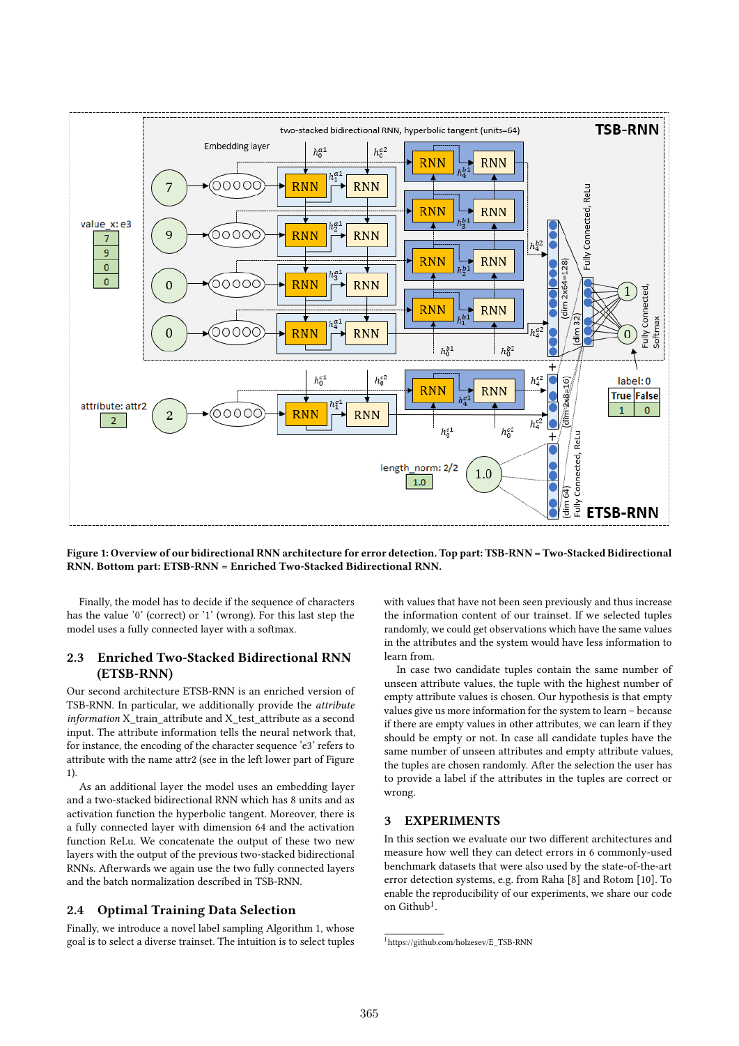**Figure 1: Overview of our bidirectional RNN architecture for error detection. Top part: TSB-RNN = Two-Stacked Bidirectional RNN. Bottom part: ETSB-RNN = Enriched Two-Stacked Bidirectional RNN.**

Finally, the model has to decide if the sequence of characters has the value '0' (correct) or '1' (wrong). For this last step the model uses a fully connected layer with a softmax.

## 2.3 Enriched Two-Stacked Bidirectional RNN (ETSB-RNN)

Our second architecture ETSB-RNN is an enriched version of TSB-RNN. In particular, we additionally provide the *attribute information* X_train_attribute and X_test_attribute as a second input. The attribute information tells the neural network that, for instance, the encoding of the character sequence 'e3' refers to attribute with the name attr2 (see in the left lower part of Figure 1).

As an additional layer the model uses an embedding layer and a two-stacked bidirectional RNN which has 8 units and as activation function the hyperbolic tangent. Moreover, there is a fully connected layer with dimension 64 and the activation function ReLu. We concatenate the output of these two new layers with the output of the previous two-stacked bidirectional RNNs. Afterwards we again use the two fully connected layers and the batch normalization described in TSB-RNN.

## 2.4 Optimal Training Data Selection

Finally, we introduce a novel label sampling Algorithm 1, whose goal is to select a diverse trainset. The intuition is to select tuples with values that have not been seen previously and thus increase the information content of our trainset. If we selected tuples randomly, we could get observations which have the same values in the attributes and the system would have less information to learn from.

In case two candidate tuples contain the same number of unseen attribute values, the tuple with the highest number of empty attribute values is chosen. Our hypothesis is that empty values give us more information for the system to learn – because if there are empty values in other attributes, we can learn if they should be empty or not. In case all candidate tuples have the same number of unseen attributes and empty attribute values, the tuples are chosen randomly. After the selection the user has to provide a label if the attributes in the tuples are correct or wrong.

# 3 EXPERIMENTS

In this section we evaluate our two different architectures and measure how well they can detect errors in 6 commonly-used benchmark datasets that were also used by the state-of-the-art error detection systems, e.g. from Raha [8] and Rotom [10]. To enable the reproducibility of our experiments, we share our code on Github[1].

[1] https://github.com/holzesev/E_TSB-RNN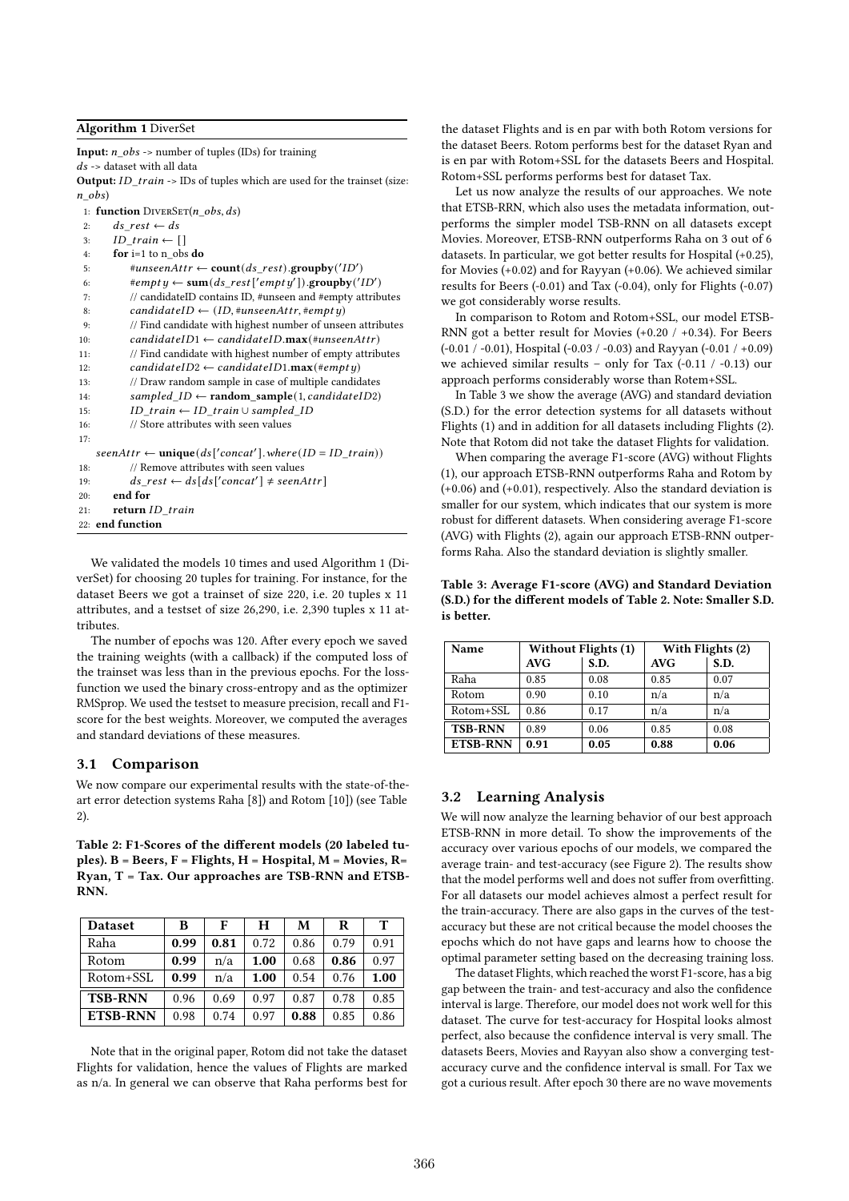**Algorithm 1** DiverSet

**Input:** $n\_obs$ -> number of tuples (IDs) for training
$ds$ -> dataset with all data
**Output:** $ID\_train$ -> IDs of tuples which are used for the trainset (size: $n\_obs$)

```
1:  function DiverSet(n_obs, ds)
2:      ds_rest ← ds
3:      ID_train ← []
4:      for i=1 to n_obs do
5:          #unseenAttr ← count(ds_rest).groupby('ID')
6:          #empty ← sum(ds_rest['empty']).groupby('ID')
7:          // candidateID contains ID, #unseen and #empty attributes
8:          candidateID ← (ID, #unseenAttr, #empty)
9:          // Find candidate with highest number of unseen attributes
10:         candidateID1 ← candidateID.max(#unseenAttr)
11:         // Find candidate with highest number of empty attributes
12:         candidateID2 ← candidateID1.max(#empty)
13:         // Draw random sample in case of multiple candidates
14:         sampled_ID ← random_sample(1, candidateID2)
15:         ID_train ← ID_train ∪ sampled_ID
16:         // Store attributes with seen values
17:
        seenAttr ← unique(ds['concat'].where(ID = ID_train))
18:         // Remove attributes with seen values
19:         ds_rest ← ds[ds['concat'] ≠ seenAttr]
20:     end for
21:     return ID_train
22: end function
```

We validated the models 10 times and used Algorithm 1 (DiverSet) for choosing 20 tuples for training. For instance, for the dataset Beers we got a trainset of size 220, i.e. 20 tuples x 11 attributes, and a testset of size 26,290, i.e. 2,390 tuples x 11 attributes.

The number of epochs was 120. After every epoch we saved the training weights (with a callback) if the computed loss of the trainset was less than in the previous epochs. For the loss-function we used the binary cross-entropy and as the optimizer RMSprop. We used the testset to measure precision, recall and F1-score for the best weights. Moreover, we computed the averages and standard deviations of these measures.

## 3.1 Comparison

We now compare our experimental results with the state-of-the-art error detection systems Raha [8]) and Rotom [10]) (see Table 2).

**Table 2: F1-Scores of the different models (20 labeled tuples). B = Beers, F = Flights, H = Hospital, M = Movies, R= Ryan, T = Tax. Our approaches are TSB-RNN and ETSB-RNN.**

| Dataset | B | F | H | M | R | T |
|---|---|---|---|---|---|---|
| Raha | **0.99** | **0.81** | 0.72 | 0.86 | 0.79 | 0.91 |
| Rotom | **0.99** | n/a | **1.00** | 0.68 | **0.86** | 0.97 |
| Rotom+SSL | **0.99** | n/a | **1.00** | 0.54 | 0.76 | **1.00** |
| **TSB-RNN** | 0.96 | 0.69 | 0.97 | 0.87 | 0.78 | 0.85 |
| **ETSB-RNN** | 0.98 | 0.74 | 0.97 | **0.88** | 0.85 | 0.86 |

Note that in the original paper, Rotom did not take the dataset Flights for validation, hence the values of Flights are marked as n/a. In general we can observe that Raha performs best for the dataset Flights and is en par with both Rotom versions for the dataset Beers. Rotom performs best for the dataset Ryan and is en par with Rotom+SSL for the datasets Beers and Hospital. Rotom+SSL performs performs best for dataset Tax.

Let us now analyze the results of our approaches. We note that ETSB-RRN, which also uses the metadata information, outperforms the simpler model TSB-RNN on all datasets except Movies. Moreover, ETSB-RNN outperforms Raha on 3 out of 6 datasets. In particular, we got better results for Hospital (+0.25), for Movies (+0.02) and for Rayyan (+0.06). We achieved similar results for Beers (-0.01) and Tax (-0.04), only for Flights (-0.07) we got considerably worse results.

In comparison to Rotom and Rotom+SSL, our model ETSB-RNN got a better result for Movies (+0.20 / +0.34). For Beers (-0.01 / -0.01), Hospital (-0.03 / -0.03) and Rayyan (-0.01 / +0.09) we achieved similar results – only for Tax (-0.11 / -0.13) our approach performs considerably worse than Rotem+SSL.

In Table 3 we show the average (AVG) and standard deviation (S.D.) for the error detection systems for all datasets without Flights (1) and in addition for all datasets including Flights (2). Note that Rotom did not take the dataset Flights for validation.

When comparing the average F1-score (AVG) without Flights (1), our approach ETSB-RNN outperforms Raha and Rotom by (+0.06) and (+0.01), respectively. Also the standard deviation is smaller for our system, which indicates that our system is more robust for different datasets. When considering average F1-score (AVG) with Flights (2), again our approach ETSB-RNN outperforms Raha. Also the standard deviation is slightly smaller.

**Table 3: Average F1-score (AVG) and Standard Deviation (S.D.) for the different models of Table 2. Note: Smaller S.D. is better.**

| Name | Without Flights (1) | | With Flights (2) | |
|---|---|---|---|---|
| | **AVG** | **S.D.** | **AVG** | **S.D.** |
| Raha | 0.85 | 0.08 | 0.85 | 0.07 |
| Rotom | 0.90 | 0.10 | n/a | n/a |
| Rotom+SSL | 0.86 | 0.17 | n/a | n/a |
| **TSB-RNN** | 0.89 | 0.06 | 0.85 | 0.08 |
| **ETSB-RNN** | **0.91** | **0.05** | **0.88** | **0.06** |

## 3.2 Learning Analysis

We will now analyze the learning behavior of our best approach ETSB-RNN in more detail. To show the improvements of the accuracy over various epochs of our models, we compared the average train- and test-accuracy (see Figure 2). The results show that the model performs well and does not suffer from overfitting. For all datasets our model achieves almost a perfect result for the train-accuracy. There are also gaps in the curves of the test-accuracy but these are not critical because the model chooses the epochs which do not have gaps and learns how to choose the optimal parameter setting based on the decreasing training loss.

The dataset Flights, which reached the worst F1-score, has a big gap between the train- and test-accuracy and also the confidence interval is large. Therefore, our model does not work well for this dataset. The curve for test-accuracy for Hospital looks almost perfect, also because the confidence interval is very small. The datasets Beers, Movies and Rayyan also show a converging test-accuracy curve and the confidence interval is small. For Tax we got a curious result. After epoch 30 there are no wave movements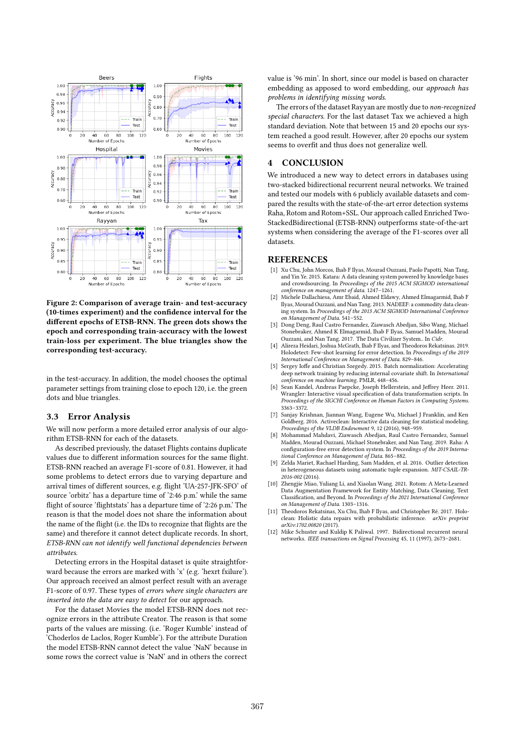Beers

1.00
0.98
0.96
0.95
0.94
0.92
0.90

Accuracy

0 20 40 60 80 100 120

Number of Epochs

Train
Test

Flights

1.00
0.90
0.80
0.70
0.60

Accuracy

0 20 40 60 80 100 120

Number of Epochs

Train
Test

Hospital

1.00
0.90
0.80
0.70
0.60

Accuracy

0 20 40 60 80 100 120

Number of Epochs

Train
Test

Movies

1.00
0.98
0.96
0.94
0.92
0.90

Accuracy

0 20 40 60 80 100 120

Number of Epochs

Train
Test

Rayyan

1.00
0.95
0.90
0.85
0.80

Accuracy

0 20 40 60 80 100 120

Number of Epochs

Train
Test

Tax

1.00
0.95
0.90
0.85
0.80

Accuracy

0 20 40 60 80 100 120

Number of Epochs

Train
Test

**Figure 2: Comparison of average train- and test-accuracy (10-times experiment) and the confidence interval for the different epochs of ETSB-RNN. The green dots shows the epoch and corresponding train-accuracy with the lowest train-loss per experiment. The blue triangles show the corresponding test-accuracy.**

in the test-accuracy. In addition, the model chooses the optimal parameter settings from training close to epoch 120, i.e. the green dots and blue triangles.

## 3.3 Error Analysis

We will now perform a more detailed error analysis of our algorithm ETSB-RNN for each of the datasets.

As described previously, the dataset Flights contains duplicate values due to different information sources for the same flight. ETSB-RNN reached an average F1-score of 0.81. However, it had some problems to detect errors due to varying departure and arrival times of different sources, e.g. flight 'UA-257-JFK-SFO' of source 'orbitz' has a departure time of '2:46 p.m.' while the same flight of source 'flightstats' has a departure time of '2:26 p.m.' The reason is that the model does not share the information about the name of the flight (i.e. the IDs to recognize that flights are the same) and therefore it cannot detect duplicate records. In short, *ETSB-RNN can not identify well functional dependencies between attributes*.

Detecting errors in the Hospital dataset is quite straightforward because the errors are marked with 'x' (e.g. 'hexrt fxilure'). Our approach received an almost perfect result with an average F1-score of 0.97. These types of *errors where single characters are inserted into the data are easy to detect* for our approach.

For the dataset Movies the model ETSB-RNN does not recognize errors in the attribute Creator. The reason is that some parts of the values are missing. (i.e. 'Roger Kumble' instead of 'Choderlos de Laclos, Roger Kumble'). For the attribute Duration the model ETSB-RNN cannot detect the value 'NaN' because in some rows the correct value is 'NaN' and in others the correct value is '96 min'. In short, since our model is based on character embedding as apposed to word embedding, our *approach has problems in identifying missing words*.

The errors of the dataset Rayyan are mostly due to *non-recognized special characters*. For the last dataset Tax we achieved a high standard deviation. Note that between 15 and 20 epochs our system reached a good result. However, after 20 epochs our system seems to overfit and thus does not generalize well.

## 4 CONCLUSION

We introduced a new way to detect errors in databases using two-stacked bidirectional recurrent neural networks. We trained and tested our models with 6 publicly available datasets and compared the results with the state-of-the-art error detection systems Raha, Rotom and Rotom+SSL. Our approach called Enriched Two-StackedBidirectional (ETSB-RNN) outperforms state-of-the-art systems when considering the average of the F1-scores over all datasets.

## REFERENCES

[1] Xu Chu, John Morcos, Ihab F Ilyas, Mourad Ouzzani, Paolo Papotti, Nan Tang, and Yin Ye. 2015. Katara: A data cleaning system powered by knowledge bases and crowdsourcing. In *Proceedings of the 2015 ACM SIGMOD international conference on management of data*. 1247–1261.

[2] Michele Dallachiesa, Amr Ebaid, Ahmed Eldawy, Ahmed Elmagarmid, Ihab F Ilyas, Mourad Ouzzani, and Nan Tang. 2013. NADEEF: a commodity data cleaning system. In *Proceedings of the 2013 ACM SIGMOD International Conference on Management of Data*. 541–552.

[3] Dong Deng, Raul Castro Fernandez, Ziawasch Abedjan, Sibo Wang, Michael Stonebraker, Ahmed K Elmagarmid, Ihab F Ilyas, Samuel Madden, Mourad Ouzzani, and Nan Tang. 2017. The Data Civilizer System.. In *Cidr*.

[4] Alireza Heidari, Joshua McGrath, Ihab F Ilyas, and Theodoros Rekatsinas. 2019. Holodetect: Few-shot learning for error detection. In *Proceedings of the 2019 International Conference on Management of Data*. 829–846.

[5] Sergey Ioffe and Christian Szegedy. 2015. Batch normalization: Accelerating deep network training by reducing internal covariate shift. In *International conference on machine learning*. PMLR, 448–456.

[6] Sean Kandel, Andreas Paepcke, Joseph Hellerstein, and Jeffrey Heer. 2011. Wrangler: Interactive visual specification of data transformation scripts. In *Proceedings of the SIGCHI Conference on Human Factors in Computing Systems*. 3363–3372.

[7] Sanjay Krishnan, Jiannan Wang, Eugene Wu, Michael J Franklin, and Ken Goldberg. 2016. Activeclean: Interactive data cleaning for statistical modeling. *Proceedings of the VLDB Endowment* 9, 12 (2016), 948–959.

[8] Mohammad Mahdavi, Ziawasch Abedjan, Raul Castro Fernandez, Samuel Madden, Mourad Ouzzani, Michael Stonebraker, and Nan Tang. 2019. Raha: A configuration-free error detection system. In *Proceedings of the 2019 International Conference on Management of Data*. 865–882.

[9] Zelda Mariet, Rachael Harding, Sam Madden, et al. 2016. Outlier detection in heterogeneous datasets using automatic tuple expansion. *MIT-CSAIL-TR-2016-002* (2016).

[10] Zhengjie Miao, Yuliang Li, and Xiaolan Wang. 2021. Rotom: A Meta-Learned Data Augmentation Framework for Entity Matching, Data Cleaning, Text Classification, and Beyond. In *Proceedings of the 2021 International Conference on Management of Data*. 1303–1316.

[11] Theodoros Rekatsinas, Xu Chu, Ihab F Ilyas, and Christopher Ré. 2017. Holoclean: Holistic data repairs with probabilistic inference. *arXiv preprint arXiv:1702.00820* (2017).

[12] Mike Schuster and Kuldip K Paliwal. 1997. Bidirectional recurrent neural networks. *IEEE transactions on Signal Processing* 45, 11 (1997), 2673–2681.